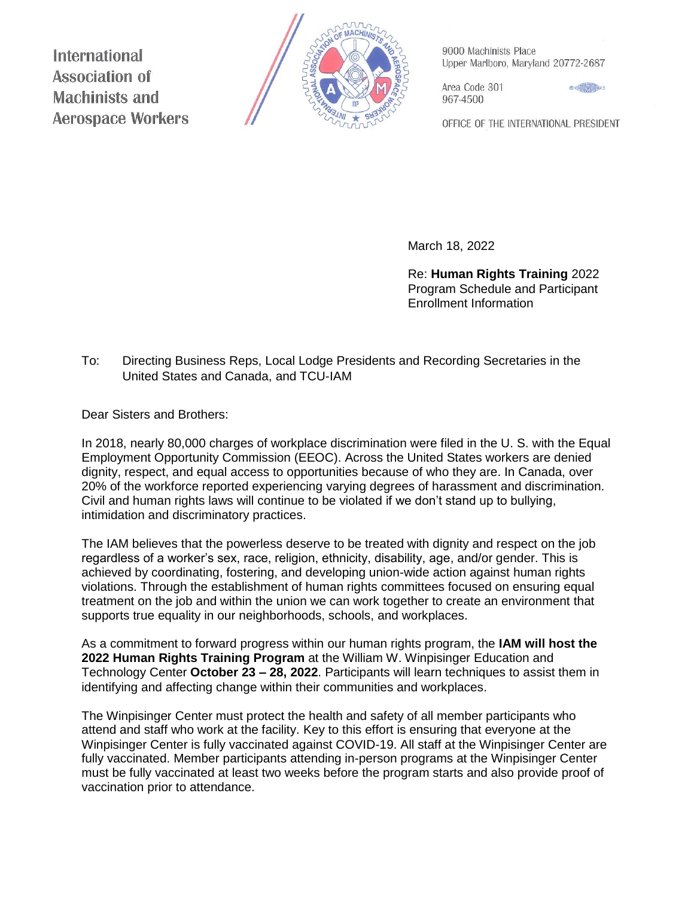International Association of Machinists and Aerospace Workers

9000 Machinists Place
Upper Marlboro, Maryland 20772-2687

Area Code 301
967-4500

OFFICE OF THE INTERNATIONAL PRESIDENT

March 18, 2022

Re: **Human Rights Training** 2022 Program Schedule and Participant Enrollment Information

To: Directing Business Reps, Local Lodge Presidents and Recording Secretaries in the United States and Canada, and TCU-IAM

Dear Sisters and Brothers:

In 2018, nearly 80,000 charges of workplace discrimination were filed in the U. S. with the Equal Employment Opportunity Commission (EEOC). Across the United States workers are denied dignity, respect, and equal access to opportunities because of who they are. In Canada, over 20% of the workforce reported experiencing varying degrees of harassment and discrimination. Civil and human rights laws will continue to be violated if we don't stand up to bullying, intimidation and discriminatory practices.

The IAM believes that the powerless deserve to be treated with dignity and respect on the job regardless of a worker's sex, race, religion, ethnicity, disability, age, and/or gender. This is achieved by coordinating, fostering, and developing union-wide action against human rights violations. Through the establishment of human rights committees focused on ensuring equal treatment on the job and within the union we can work together to create an environment that supports true equality in our neighborhoods, schools, and workplaces.

As a commitment to forward progress within our human rights program, the **IAM will host the 2022 Human Rights Training Program** at the William W. Winpisinger Education and Technology Center **October 23 – 28, 2022**. Participants will learn techniques to assist them in identifying and affecting change within their communities and workplaces.

The Winpisinger Center must protect the health and safety of all member participants who attend and staff who work at the facility. Key to this effort is ensuring that everyone at the Winpisinger Center is fully vaccinated against COVID-19. All staff at the Winpisinger Center are fully vaccinated. Member participants attending in-person programs at the Winpisinger Center must be fully vaccinated at least two weeks before the program starts and also provide proof of vaccination prior to attendance.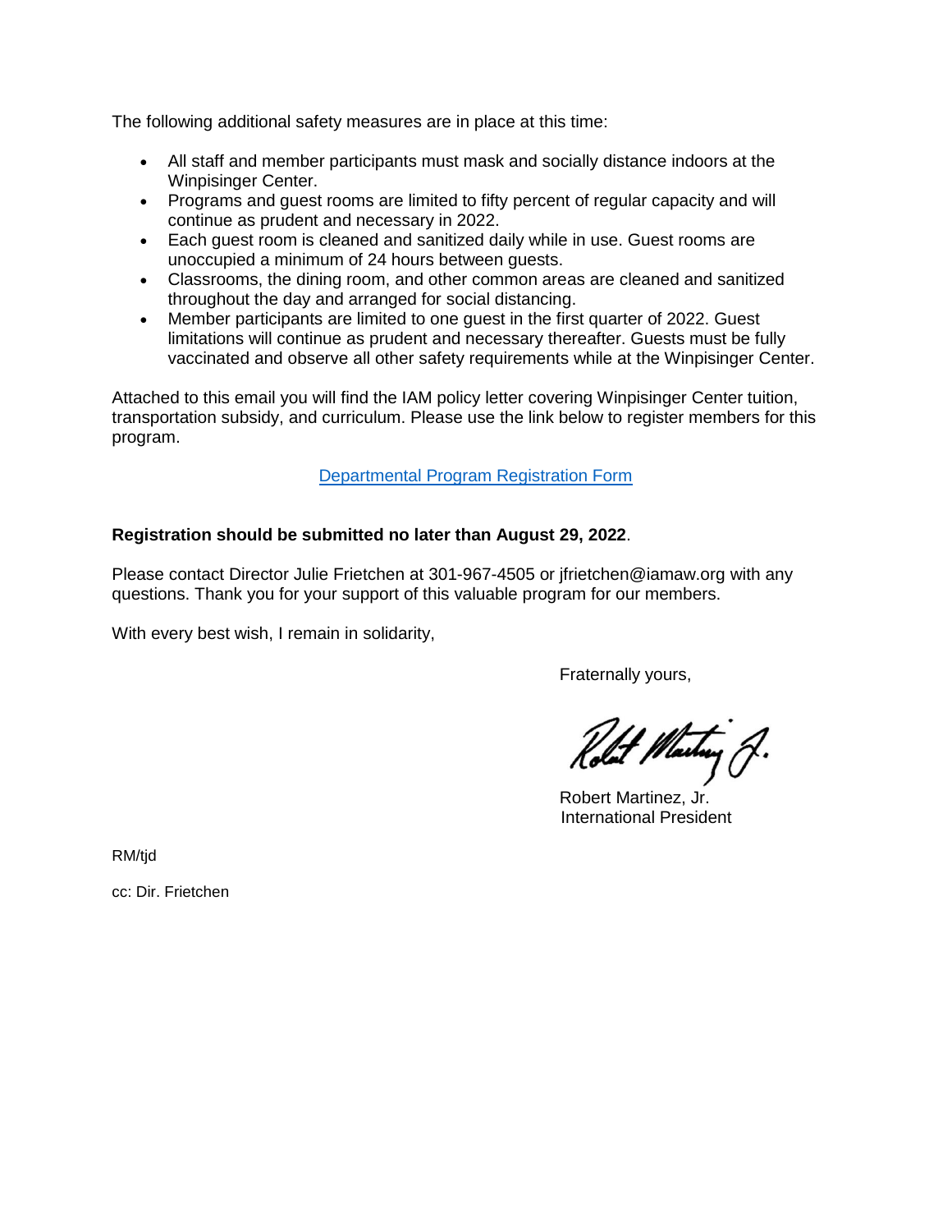The following additional safety measures are in place at this time:

- All staff and member participants must mask and socially distance indoors at the Winpisinger Center.
- Programs and guest rooms are limited to fifty percent of regular capacity and will continue as prudent and necessary in 2022.
- Each guest room is cleaned and sanitized daily while in use. Guest rooms are unoccupied a minimum of 24 hours between guests.
- Classrooms, the dining room, and other common areas are cleaned and sanitized throughout the day and arranged for social distancing.
- Member participants are limited to one guest in the first quarter of 2022. Guest limitations will continue as prudent and necessary thereafter. Guests must be fully vaccinated and observe all other safety requirements while at the Winpisinger Center.

Attached to this email you will find the IAM policy letter covering Winpisinger Center tuition, transportation subsidy, and curriculum. Please use the link below to register members for this program.

Departmental Program Registration Form

**Registration should be submitted no later than August 29, 2022**.

Please contact Director Julie Frietchen at 301-967-4505 or jfrietchen@iamaw.org with any questions. Thank you for your support of this valuable program for our members.

With every best wish, I remain in solidarity,

Fraternally yours,

Robert Martinez, Jr.
International President

RM/tjd

cc: Dir. Frietchen